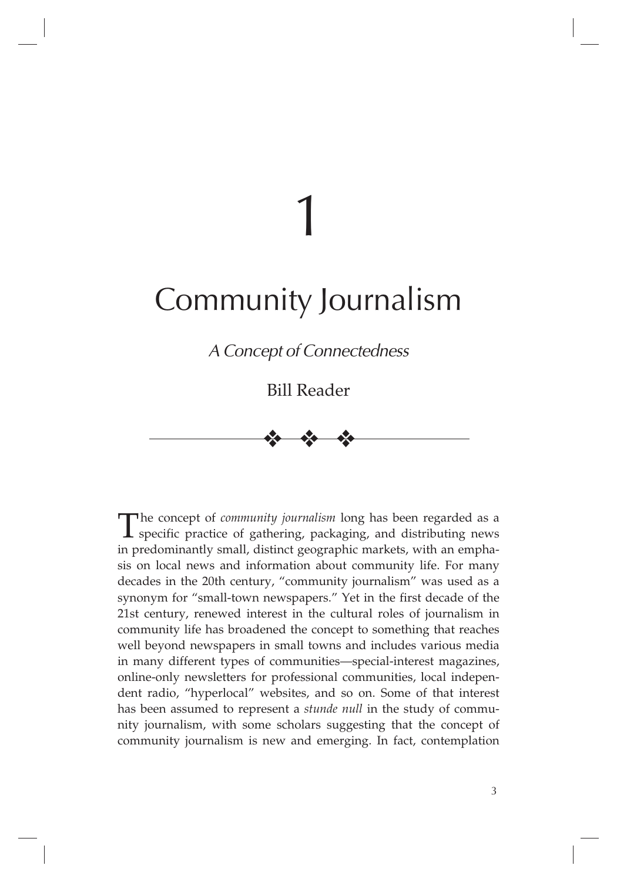# 1

# Community Journalism

## *A Concept of Connectedness*

Bill Reader

The concept of *community journalism* long has been regarded as a specific practice of gathering, packaging, and distributing news in predominantly small, distinct geographic markets, with an emphasis on local news and information about community life. For many decades in the 20th century, "community journalism" was used as a synonym for "small-town newspapers." Yet in the first decade of the 21st century, renewed interest in the cultural roles of journalism in community life has broadened the concept to something that reaches well beyond newspapers in small towns and includes various media in many different types of communities—special-interest magazines, online-only newsletters for professional communities, local independent radio, "hyperlocal" websites, and so on. Some of that interest has been assumed to represent a *stunde null* in the study of community journalism, with some scholars suggesting that the concept of community journalism is new and emerging. In fact, contemplation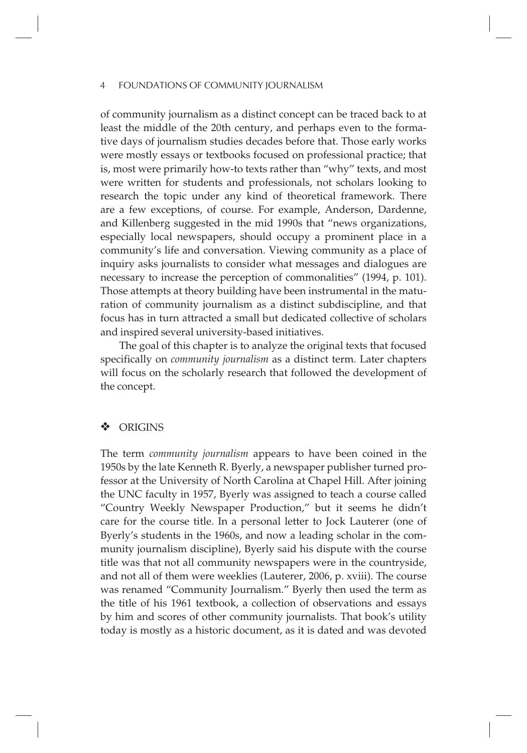of community journalism as a distinct concept can be traced back to at least the middle of the 20th century, and perhaps even to the formative days of journalism studies decades before that. Those early works were mostly essays or textbooks focused on professional practice; that is, most were primarily how-to texts rather than "why" texts, and most were written for students and professionals, not scholars looking to research the topic under any kind of theoretical framework. There are a few exceptions, of course. For example, Anderson, Dardenne, and Killenberg suggested in the mid 1990s that "news organizations, especially local newspapers, should occupy a prominent place in a community's life and conversation. Viewing community as a place of inquiry asks journalists to consider what messages and dialogues are necessary to increase the perception of commonalities" (1994, p. 101). Those attempts at theory building have been instrumental in the maturation of community journalism as a distinct subdiscipline, and that focus has in turn attracted a small but dedicated collective of scholars and inspired several university-based initiatives.

The goal of this chapter is to analyze the original texts that focused specifically on *community journalism* as a distinct term. Later chapters will focus on the scholarly research that followed the development of the concept.

## ❖ ORIGINS

The term *community journalism* appears to have been coined in the 1950s by the late Kenneth R. Byerly, a newspaper publisher turned professor at the University of North Carolina at Chapel Hill. After joining the UNC faculty in 1957, Byerly was assigned to teach a course called "Country Weekly Newspaper Production," but it seems he didn't care for the course title. In a personal letter to Jock Lauterer (one of Byerly's students in the 1960s, and now a leading scholar in the community journalism discipline), Byerly said his dispute with the course title was that not all community newspapers were in the countryside, and not all of them were weeklies (Lauterer, 2006, p. xviii). The course was renamed "Community Journalism." Byerly then used the term as the title of his 1961 textbook, a collection of observations and essays by him and scores of other community journalists. That book's utility today is mostly as a historic document, as it is dated and was devoted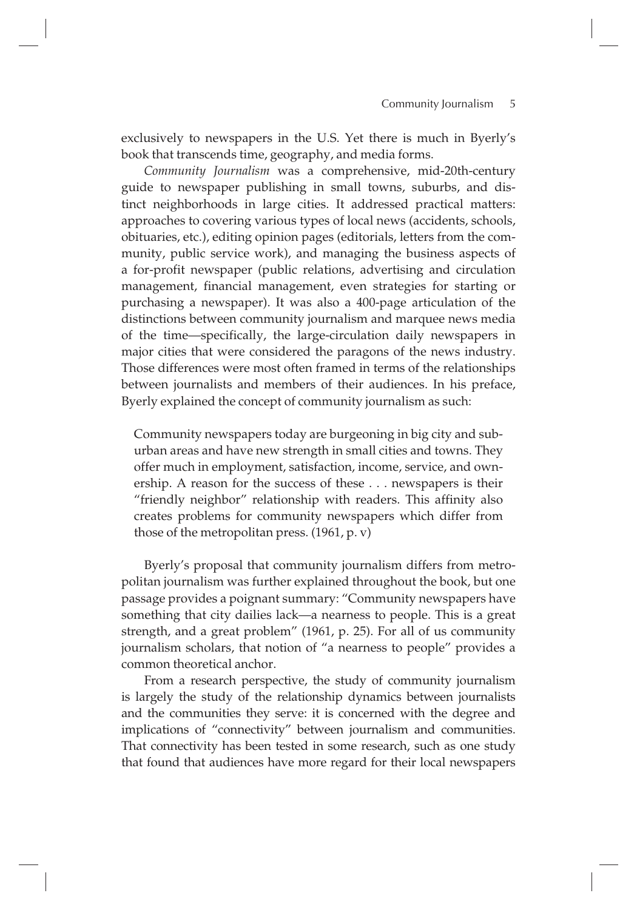exclusively to newspapers in the U.S. Yet there is much in Byerly's book that transcends time, geography, and media forms.

*Community Journalism* was a comprehensive, mid-20th-century guide to newspaper publishing in small towns, suburbs, and distinct neighborhoods in large cities. It addressed practical matters: approaches to covering various types of local news (accidents, schools, obituaries, etc.), editing opinion pages (editorials, letters from the community, public service work), and managing the business aspects of a for-profit newspaper (public relations, advertising and circulation management, financial management, even strategies for starting or purchasing a newspaper). It was also a 400-page articulation of the distinctions between community journalism and marquee news media of the time—specifically, the large-circulation daily newspapers in major cities that were considered the paragons of the news industry. Those differences were most often framed in terms of the relationships between journalists and members of their audiences. In his preface, Byerly explained the concept of community journalism as such:

> Community newspapers today are burgeoning in big city and suburban areas and have new strength in small cities and towns. They offer much in employment, satisfaction, income, service, and ownership. A reason for the success of these . . . newspapers is their "friendly neighbor" relationship with readers. This affinity also creates problems for community newspapers which differ from those of the metropolitan press. (1961, p. v)

Byerly's proposal that community journalism differs from metropolitan journalism was further explained throughout the book, but one passage provides a poignant summary: "Community newspapers have something that city dailies lack—a nearness to people. This is a great strength, and a great problem" (1961, p. 25). For all of us community journalism scholars, that notion of "a nearness to people" provides a common theoretical anchor.

From a research perspective, the study of community journalism is largely the study of the relationship dynamics between journalists and the communities they serve: it is concerned with the degree and implications of "connectivity" between journalism and communities. That connectivity has been tested in some research, such as one study that found that audiences have more regard for their local newspapers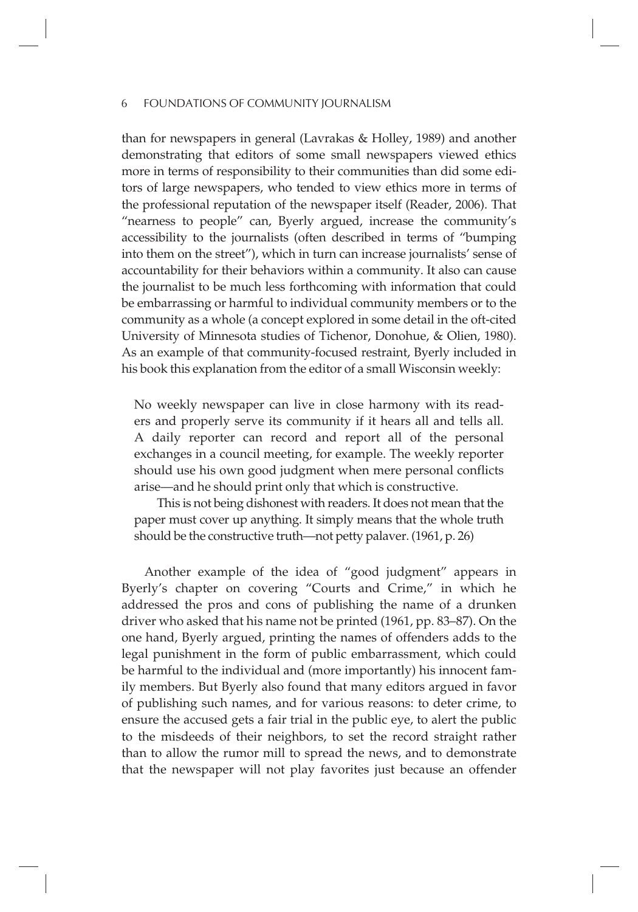than for newspapers in general (Lavrakas & Holley, 1989) and another demonstrating that editors of some small newspapers viewed ethics more in terms of responsibility to their communities than did some editors of large newspapers, who tended to view ethics more in terms of the professional reputation of the newspaper itself (Reader, 2006). That "nearness to people" can, Byerly argued, increase the community's accessibility to the journalists (often described in terms of "bumping into them on the street"), which in turn can increase journalists' sense of accountability for their behaviors within a community. It also can cause the journalist to be much less forthcoming with information that could be embarrassing or harmful to individual community members or to the community as a whole (a concept explored in some detail in the oft-cited University of Minnesota studies of Tichenor, Donohue, & Olien, 1980). As an example of that community-focused restraint, Byerly included in his book this explanation from the editor of a small Wisconsin weekly:

> No weekly newspaper can live in close harmony with its readers and properly serve its community if it hears all and tells all. A daily reporter can record and report all of the personal exchanges in a council meeting, for example. The weekly reporter should use his own good judgment when mere personal conflicts arise—and he should print only that which is constructive.
>
> This is not being dishonest with readers. It does not mean that the paper must cover up anything. It simply means that the whole truth should be the constructive truth—not petty palaver. (1961, p. 26)

Another example of the idea of "good judgment" appears in Byerly's chapter on covering "Courts and Crime," in which he addressed the pros and cons of publishing the name of a drunken driver who asked that his name not be printed (1961, pp. 83–87). On the one hand, Byerly argued, printing the names of offenders adds to the legal punishment in the form of public embarrassment, which could be harmful to the individual and (more importantly) his innocent family members. But Byerly also found that many editors argued in favor of publishing such names, and for various reasons: to deter crime, to ensure the accused gets a fair trial in the public eye, to alert the public to the misdeeds of their neighbors, to set the record straight rather than to allow the rumor mill to spread the news, and to demonstrate that the newspaper will not play favorites just because an offender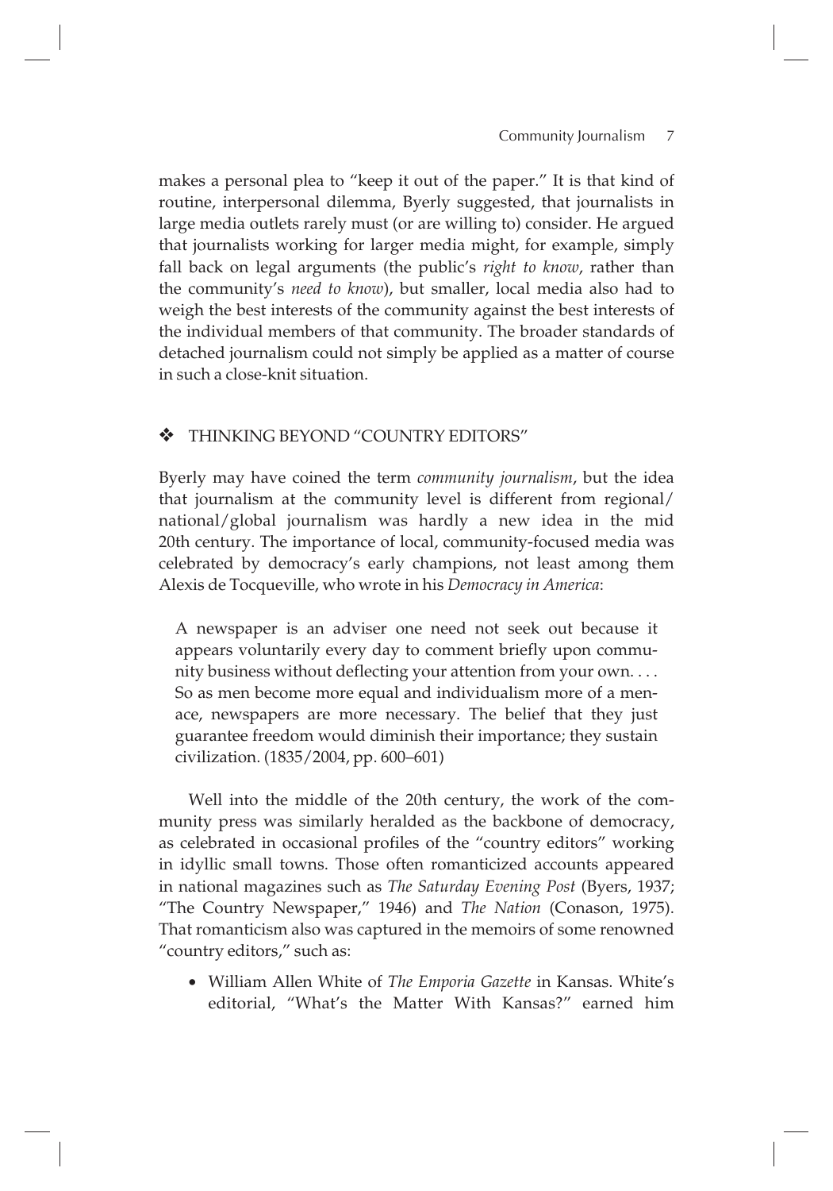makes a personal plea to "keep it out of the paper." It is that kind of routine, interpersonal dilemma, Byerly suggested, that journalists in large media outlets rarely must (or are willing to) consider. He argued that journalists working for larger media might, for example, simply fall back on legal arguments (the public's *right to know*, rather than the community's *need to know*), but smaller, local media also had to weigh the best interests of the community against the best interests of the individual members of that community. The broader standards of detached journalism could not simply be applied as a matter of course in such a close-knit situation.

## ❖ THINKING BEYOND "COUNTRY EDITORS"

Byerly may have coined the term *community journalism*, but the idea that journalism at the community level is different from regional/national/global journalism was hardly a new idea in the mid 20th century. The importance of local, community-focused media was celebrated by democracy's early champions, not least among them Alexis de Tocqueville, who wrote in his *Democracy in America*:

> A newspaper is an adviser one need not seek out because it appears voluntarily every day to comment briefly upon community business without deflecting your attention from your own. . . . So as men become more equal and individualism more of a menace, newspapers are more necessary. The belief that they just guarantee freedom would diminish their importance; they sustain civilization. (1835/2004, pp. 600–601)

Well into the middle of the 20th century, the work of the community press was similarly heralded as the backbone of democracy, as celebrated in occasional profiles of the "country editors" working in idyllic small towns. Those often romanticized accounts appeared in national magazines such as *The Saturday Evening Post* (Byers, 1937; "The Country Newspaper," 1946) and *The Nation* (Conason, 1975). That romanticism also was captured in the memoirs of some renowned "country editors," such as:

- William Allen White of *The Emporia Gazette* in Kansas. White's editorial, "What's the Matter With Kansas?" earned him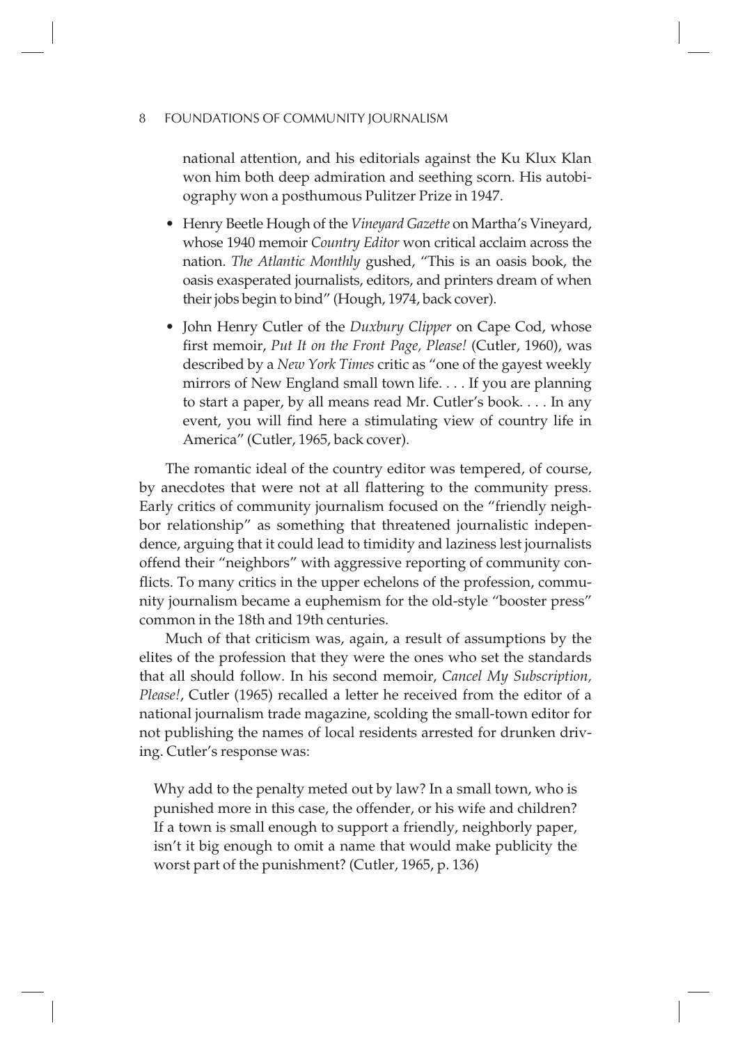national attention, and his editorials against the Ku Klux Klan won him both deep admiration and seething scorn. His autobiography won a posthumous Pulitzer Prize in 1947.

- Henry Beetle Hough of the *Vineyard Gazette* on Martha's Vineyard, whose 1940 memoir *Country Editor* won critical acclaim across the nation. *The Atlantic Monthly* gushed, "This is an oasis book, the oasis exasperated journalists, editors, and printers dream of when their jobs begin to bind" (Hough, 1974, back cover).
- John Henry Cutler of the *Duxbury Clipper* on Cape Cod, whose first memoir, *Put It on the Front Page, Please!* (Cutler, 1960), was described by a *New York Times* critic as "one of the gayest weekly mirrors of New England small town life. . . . If you are planning to start a paper, by all means read Mr. Cutler's book. . . . In any event, you will find here a stimulating view of country life in America" (Cutler, 1965, back cover).

The romantic ideal of the country editor was tempered, of course, by anecdotes that were not at all flattering to the community press. Early critics of community journalism focused on the "friendly neighbor relationship" as something that threatened journalistic independence, arguing that it could lead to timidity and laziness lest journalists offend their "neighbors" with aggressive reporting of community conflicts. To many critics in the upper echelons of the profession, community journalism became a euphemism for the old-style "booster press" common in the 18th and 19th centuries.

Much of that criticism was, again, a result of assumptions by the elites of the profession that they were the ones who set the standards that all should follow. In his second memoir, *Cancel My Subscription, Please!*, Cutler (1965) recalled a letter he received from the editor of a national journalism trade magazine, scolding the small-town editor for not publishing the names of local residents arrested for drunken driving. Cutler's response was:

> Why add to the penalty meted out by law? In a small town, who is punished more in this case, the offender, or his wife and children? If a town is small enough to support a friendly, neighborly paper, isn't it big enough to omit a name that would make publicity the worst part of the punishment? (Cutler, 1965, p. 136)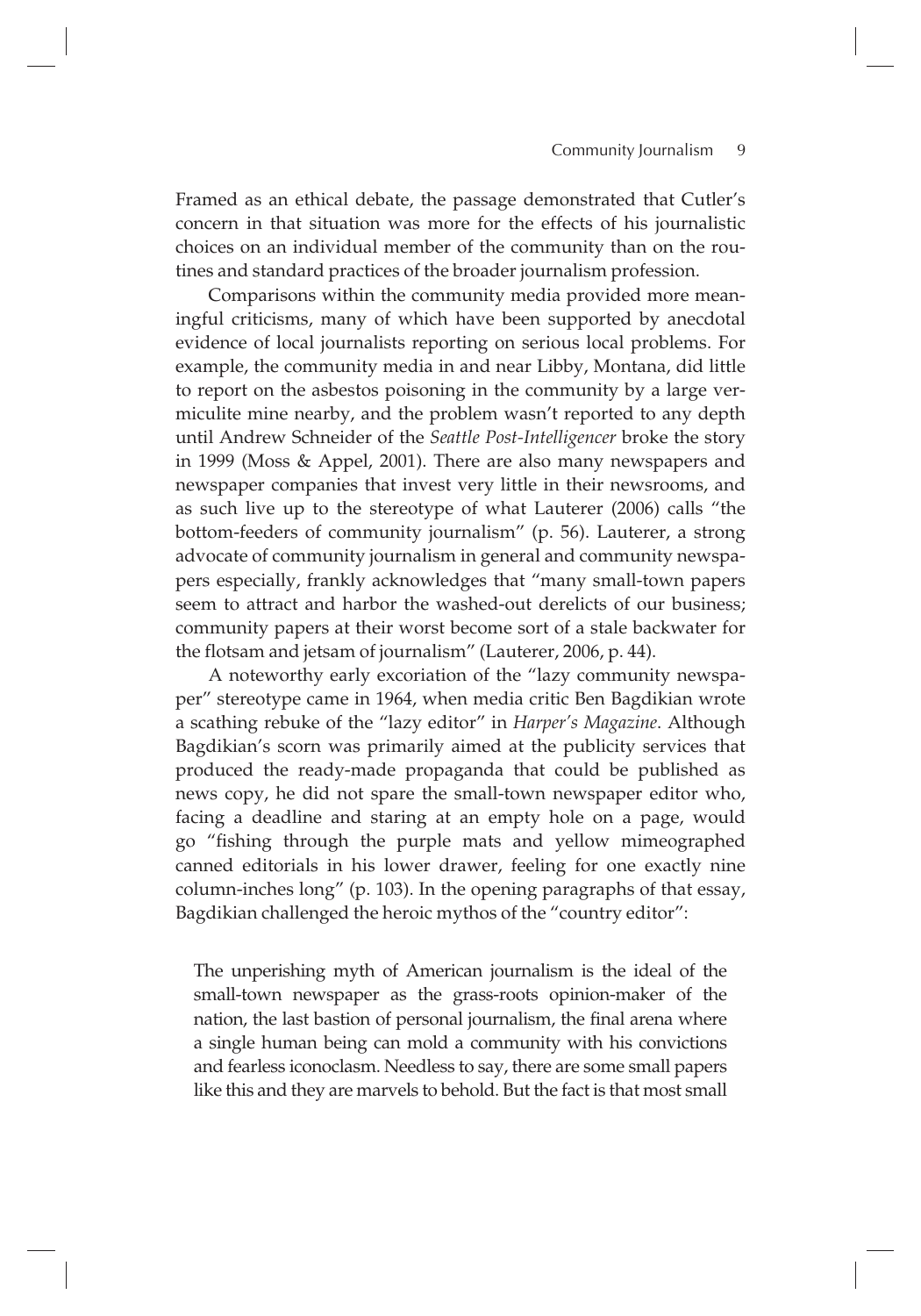Framed as an ethical debate, the passage demonstrated that Cutler's concern in that situation was more for the effects of his journalistic choices on an individual member of the community than on the routines and standard practices of the broader journalism profession.

Comparisons within the community media provided more meaningful criticisms, many of which have been supported by anecdotal evidence of local journalists reporting on serious local problems. For example, the community media in and near Libby, Montana, did little to report on the asbestos poisoning in the community by a large vermiculite mine nearby, and the problem wasn't reported to any depth until Andrew Schneider of the *Seattle Post-Intelligencer* broke the story in 1999 (Moss & Appel, 2001). There are also many newspapers and newspaper companies that invest very little in their newsrooms, and as such live up to the stereotype of what Lauterer (2006) calls "the bottom-feeders of community journalism" (p. 56). Lauterer, a strong advocate of community journalism in general and community newspapers especially, frankly acknowledges that "many small-town papers seem to attract and harbor the washed-out derelicts of our business; community papers at their worst become sort of a stale backwater for the flotsam and jetsam of journalism" (Lauterer, 2006, p. 44).

A noteworthy early excoriation of the "lazy community newspaper" stereotype came in 1964, when media critic Ben Bagdikian wrote a scathing rebuke of the "lazy editor" in *Harper's Magazine*. Although Bagdikian's scorn was primarily aimed at the publicity services that produced the ready-made propaganda that could be published as news copy, he did not spare the small-town newspaper editor who, facing a deadline and staring at an empty hole on a page, would go "fishing through the purple mats and yellow mimeographed canned editorials in his lower drawer, feeling for one exactly nine column-inches long" (p. 103). In the opening paragraphs of that essay, Bagdikian challenged the heroic mythos of the "country editor":

> The unperishing myth of American journalism is the ideal of the small-town newspaper as the grass-roots opinion-maker of the nation, the last bastion of personal journalism, the final arena where a single human being can mold a community with his convictions and fearless iconoclasm. Needless to say, there are some small papers like this and they are marvels to behold. But the fact is that most small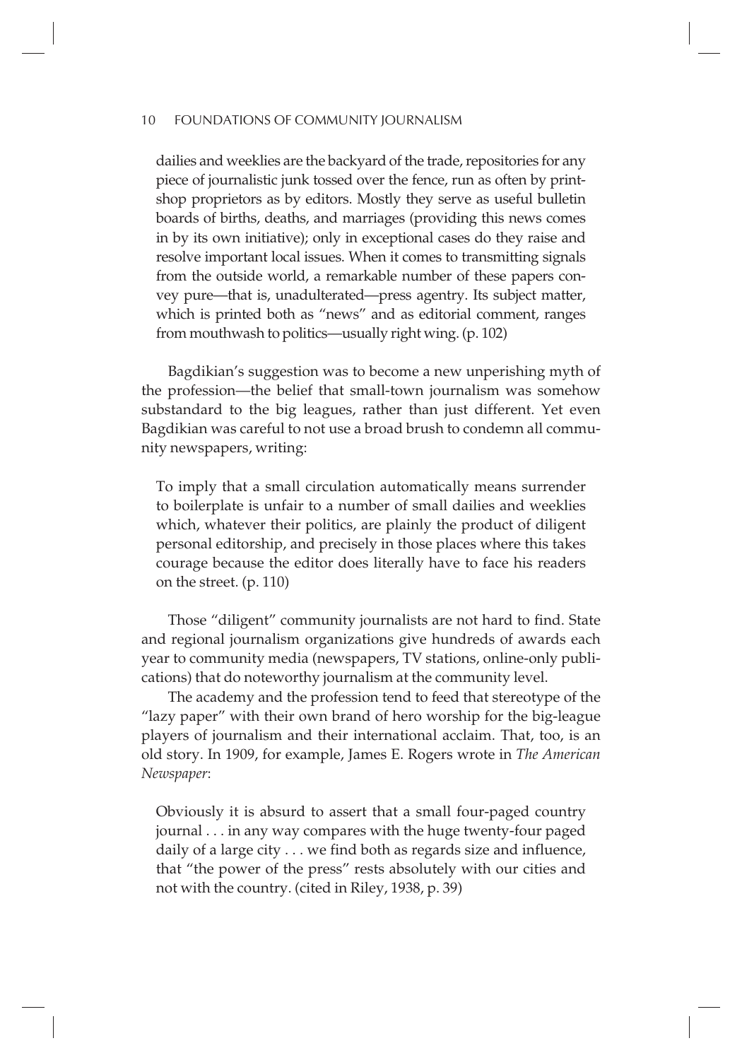> dailies and weeklies are the backyard of the trade, repositories for any piece of journalistic junk tossed over the fence, run as often by printshop proprietors as by editors. Mostly they serve as useful bulletin boards of births, deaths, and marriages (providing this news comes in by its own initiative); only in exceptional cases do they raise and resolve important local issues. When it comes to transmitting signals from the outside world, a remarkable number of these papers convey pure—that is, unadulterated—press agentry. Its subject matter, which is printed both as "news" and as editorial comment, ranges from mouthwash to politics—usually right wing. (p. 102)

Bagdikian's suggestion was to become a new unperishing myth of the profession—the belief that small-town journalism was somehow substandard to the big leagues, rather than just different. Yet even Bagdikian was careful to not use a broad brush to condemn all community newspapers, writing:

> To imply that a small circulation automatically means surrender to boilerplate is unfair to a number of small dailies and weeklies which, whatever their politics, are plainly the product of diligent personal editorship, and precisely in those places where this takes courage because the editor does literally have to face his readers on the street. (p. 110)

Those "diligent" community journalists are not hard to find. State and regional journalism organizations give hundreds of awards each year to community media (newspapers, TV stations, online-only publications) that do noteworthy journalism at the community level.

The academy and the profession tend to feed that stereotype of the "lazy paper" with their own brand of hero worship for the big-league players of journalism and their international acclaim. That, too, is an old story. In 1909, for example, James E. Rogers wrote in *The American Newspaper*:

> Obviously it is absurd to assert that a small four-paged country journal . . . in any way compares with the huge twenty-four paged daily of a large city . . . we find both as regards size and influence, that "the power of the press" rests absolutely with our cities and not with the country. (cited in Riley, 1938, p. 39)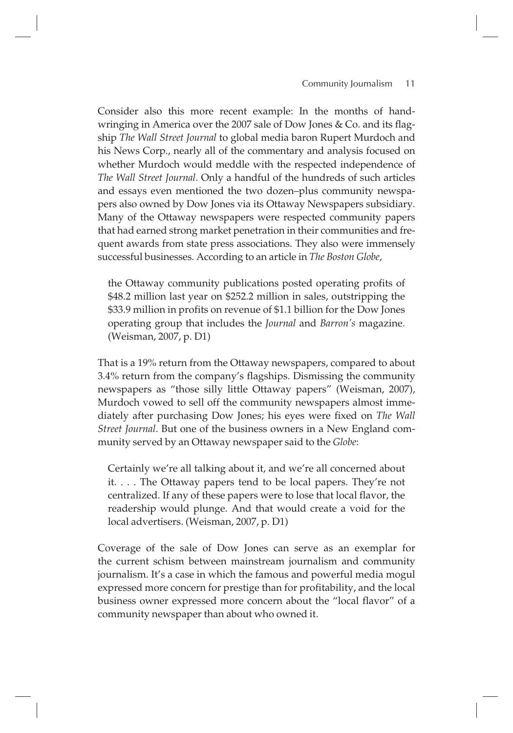Consider also this more recent example: In the months of handwringing in America over the 2007 sale of Dow Jones & Co. and its flagship *The Wall Street Journal* to global media baron Rupert Murdoch and his News Corp., nearly all of the commentary and analysis focused on whether Murdoch would meddle with the respected independence of *The Wall Street Journal*. Only a handful of the hundreds of such articles and essays even mentioned the two dozen–plus community newspapers also owned by Dow Jones via its Ottaway Newspapers subsidiary. Many of the Ottaway newspapers were respected community papers that had earned strong market penetration in their communities and frequent awards from state press associations. They also were immensely successful businesses. According to an article in *The Boston Globe*,

> the Ottaway community publications posted operating profits of \$48.2 million last year on \$252.2 million in sales, outstripping the \$33.9 million in profits on revenue of \$1.1 billion for the Dow Jones operating group that includes the *Journal* and *Barron's* magazine. (Weisman, 2007, p. D1)

That is a 19% return from the Ottaway newspapers, compared to about 3.4% return from the company's flagships. Dismissing the community newspapers as "those silly little Ottaway papers" (Weisman, 2007), Murdoch vowed to sell off the community newspapers almost immediately after purchasing Dow Jones; his eyes were fixed on *The Wall Street Journal*. But one of the business owners in a New England community served by an Ottaway newspaper said to the *Globe*:

> Certainly we're all talking about it, and we're all concerned about it. . . . The Ottaway papers tend to be local papers. They're not centralized. If any of these papers were to lose that local flavor, the readership would plunge. And that would create a void for the local advertisers. (Weisman, 2007, p. D1)

Coverage of the sale of Dow Jones can serve as an exemplar for the current schism between mainstream journalism and community journalism. It's a case in which the famous and powerful media mogul expressed more concern for prestige than for profitability, and the local business owner expressed more concern about the "local flavor" of a community newspaper than about who owned it.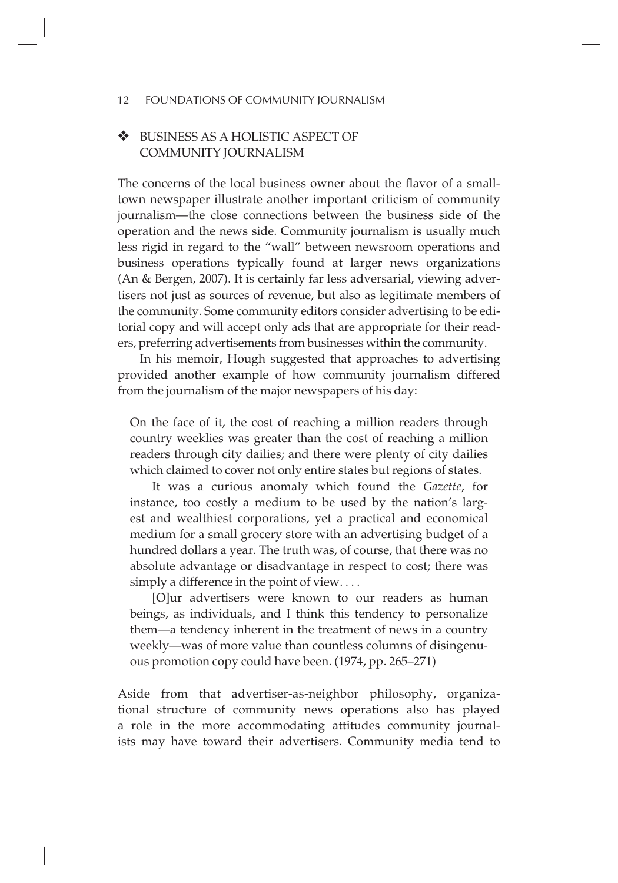## ❖ BUSINESS AS A HOLISTIC ASPECT OF COMMUNITY JOURNALISM

The concerns of the local business owner about the flavor of a small-town newspaper illustrate another important criticism of community journalism—the close connections between the business side of the operation and the news side. Community journalism is usually much less rigid in regard to the "wall" between newsroom operations and business operations typically found at larger news organizations (An & Bergen, 2007). It is certainly far less adversarial, viewing advertisers not just as sources of revenue, but also as legitimate members of the community. Some community editors consider advertising to be editorial copy and will accept only ads that are appropriate for their readers, preferring advertisements from businesses within the community.

In his memoir, Hough suggested that approaches to advertising provided another example of how community journalism differed from the journalism of the major newspapers of his day:

> On the face of it, the cost of reaching a million readers through country weeklies was greater than the cost of reaching a million readers through city dailies; and there were plenty of city dailies which claimed to cover not only entire states but regions of states.
>
> It was a curious anomaly which found the *Gazette*, for instance, too costly a medium to be used by the nation's largest and wealthiest corporations, yet a practical and economical medium for a small grocery store with an advertising budget of a hundred dollars a year. The truth was, of course, that there was no absolute advantage or disadvantage in respect to cost; there was simply a difference in the point of view. . . .
>
> [O]ur advertisers were known to our readers as human beings, as individuals, and I think this tendency to personalize them—a tendency inherent in the treatment of news in a country weekly—was of more value than countless columns of disingenuous promotion copy could have been. (1974, pp. 265–271)

Aside from that advertiser-as-neighbor philosophy, organizational structure of community news operations also has played a role in the more accommodating attitudes community journalists may have toward their advertisers. Community media tend to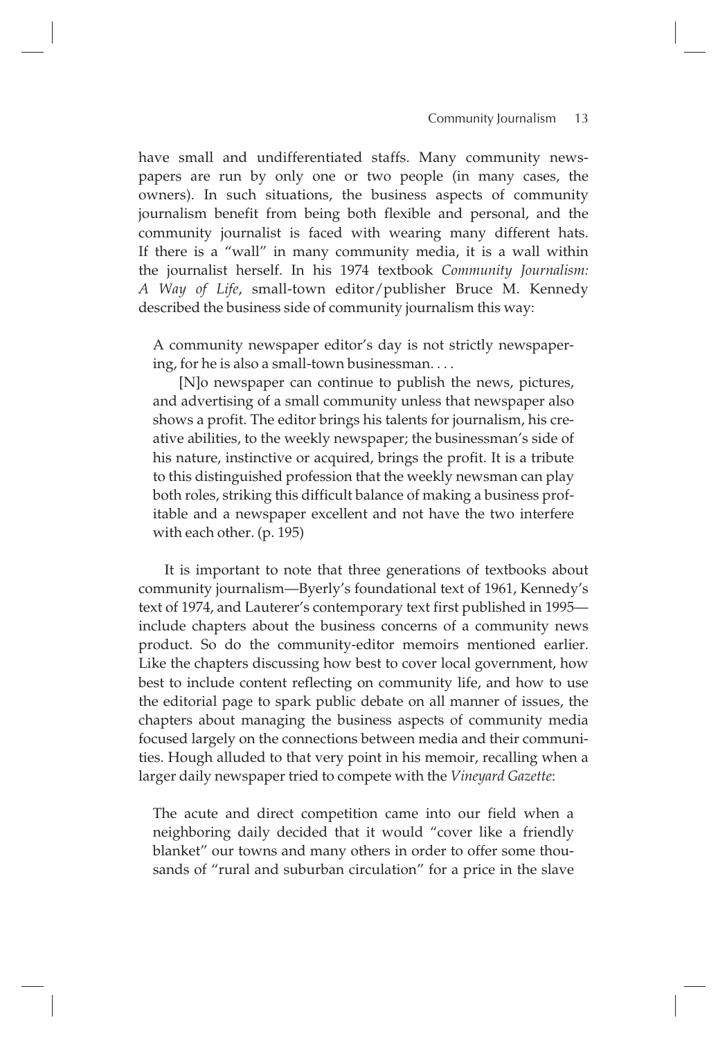have small and undifferentiated staffs. Many community newspapers are run by only one or two people (in many cases, the owners). In such situations, the business aspects of community journalism benefit from being both flexible and personal, and the community journalist is faced with wearing many different hats. If there is a "wall" in many community media, it is a wall within the journalist herself. In his 1974 textbook *Community Journalism: A Way of Life*, small-town editor/publisher Bruce M. Kennedy described the business side of community journalism this way:

> A community newspaper editor's day is not strictly newspapering, for he is also a small-town businessman. . . .
>
> [N]o newspaper can continue to publish the news, pictures, and advertising of a small community unless that newspaper also shows a profit. The editor brings his talents for journalism, his creative abilities, to the weekly newspaper; the businessman's side of his nature, instinctive or acquired, brings the profit. It is a tribute to this distinguished profession that the weekly newsman can play both roles, striking this difficult balance of making a business profitable and a newspaper excellent and not have the two interfere with each other. (p. 195)

It is important to note that three generations of textbooks about community journalism—Byerly's foundational text of 1961, Kennedy's text of 1974, and Lauterer's contemporary text first published in 1995—include chapters about the business concerns of a community news product. So do the community-editor memoirs mentioned earlier. Like the chapters discussing how best to cover local government, how best to include content reflecting on community life, and how to use the editorial page to spark public debate on all manner of issues, the chapters about managing the business aspects of community media focused largely on the connections between media and their communities. Hough alluded to that very point in his memoir, recalling when a larger daily newspaper tried to compete with the *Vineyard Gazette*:

> The acute and direct competition came into our field when a neighboring daily decided that it would "cover like a friendly blanket" our towns and many others in order to offer some thousands of "rural and suburban circulation" for a price in the slave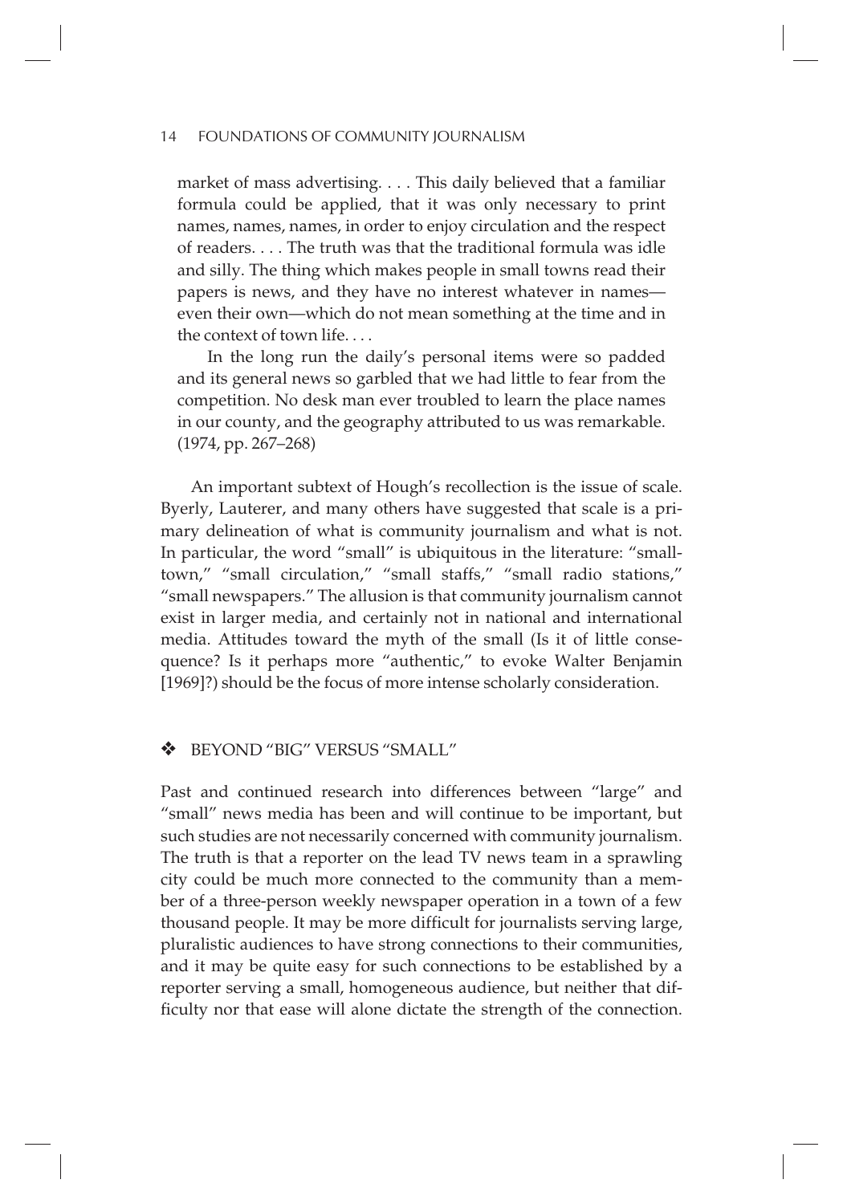market of mass advertising. . . . This daily believed that a familiar formula could be applied, that it was only necessary to print names, names, names, in order to enjoy circulation and the respect of readers. . . . The truth was that the traditional formula was idle and silly. The thing which makes people in small towns read their papers is news, and they have no interest whatever in names—even their own—which do not mean something at the time and in the context of town life. . . .

> In the long run the daily's personal items were so padded and its general news so garbled that we had little to fear from the competition. No desk man ever troubled to learn the place names in our county, and the geography attributed to us was remarkable. (1974, pp. 267–268)

An important subtext of Hough's recollection is the issue of scale. Byerly, Lauterer, and many others have suggested that scale is a primary delineation of what is community journalism and what is not. In particular, the word "small" is ubiquitous in the literature: "small-town," "small circulation," "small staffs," "small radio stations," "small newspapers." The allusion is that community journalism cannot exist in larger media, and certainly not in national and international media. Attitudes toward the myth of the small (Is it of little consequence? Is it perhaps more "authentic," to evoke Walter Benjamin [1969]?) should be the focus of more intense scholarly consideration.

## ❖ BEYOND "BIG" VERSUS "SMALL"

Past and continued research into differences between "large" and "small" news media has been and will continue to be important, but such studies are not necessarily concerned with community journalism. The truth is that a reporter on the lead TV news team in a sprawling city could be much more connected to the community than a member of a three-person weekly newspaper operation in a town of a few thousand people. It may be more difficult for journalists serving large, pluralistic audiences to have strong connections to their communities, and it may be quite easy for such connections to be established by a reporter serving a small, homogeneous audience, but neither that difficulty nor that ease will alone dictate the strength of the connection.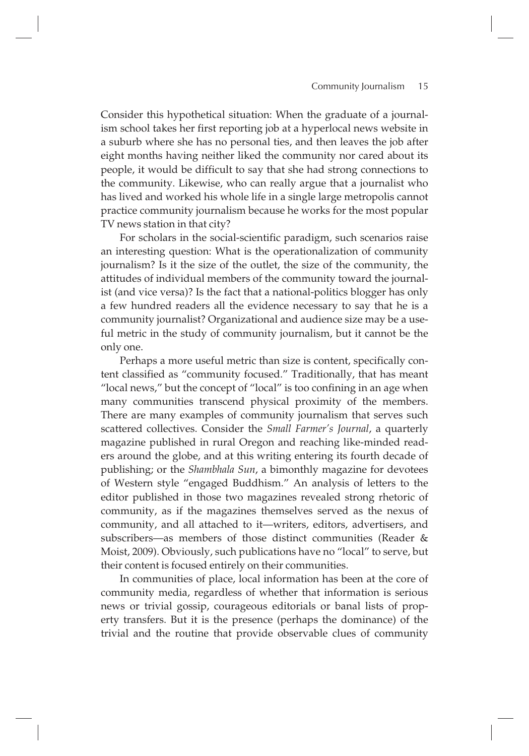Consider this hypothetical situation: When the graduate of a journalism school takes her first reporting job at a hyperlocal news website in a suburb where she has no personal ties, and then leaves the job after eight months having neither liked the community nor cared about its people, it would be difficult to say that she had strong connections to the community. Likewise, who can really argue that a journalist who has lived and worked his whole life in a single large metropolis cannot practice community journalism because he works for the most popular TV news station in that city?

For scholars in the social-scientific paradigm, such scenarios raise an interesting question: What is the operationalization of community journalism? Is it the size of the outlet, the size of the community, the attitudes of individual members of the community toward the journalist (and vice versa)? Is the fact that a national-politics blogger has only a few hundred readers all the evidence necessary to say that he is a community journalist? Organizational and audience size may be a useful metric in the study of community journalism, but it cannot be the only one.

Perhaps a more useful metric than size is content, specifically content classified as "community focused." Traditionally, that has meant "local news," but the concept of "local" is too confining in an age when many communities transcend physical proximity of the members. There are many examples of community journalism that serves such scattered collectives. Consider the *Small Farmer's Journal*, a quarterly magazine published in rural Oregon and reaching like-minded readers around the globe, and at this writing entering its fourth decade of publishing; or the *Shambhala Sun*, a bimonthly magazine for devotees of Western style "engaged Buddhism." An analysis of letters to the editor published in those two magazines revealed strong rhetoric of community, as if the magazines themselves served as the nexus of community, and all attached to it—writers, editors, advertisers, and subscribers—as members of those distinct communities (Reader & Moist, 2009). Obviously, such publications have no "local" to serve, but their content is focused entirely on their communities.

In communities of place, local information has been at the core of community media, regardless of whether that information is serious news or trivial gossip, courageous editorials or banal lists of property transfers. But it is the presence (perhaps the dominance) of the trivial and the routine that provide observable clues of community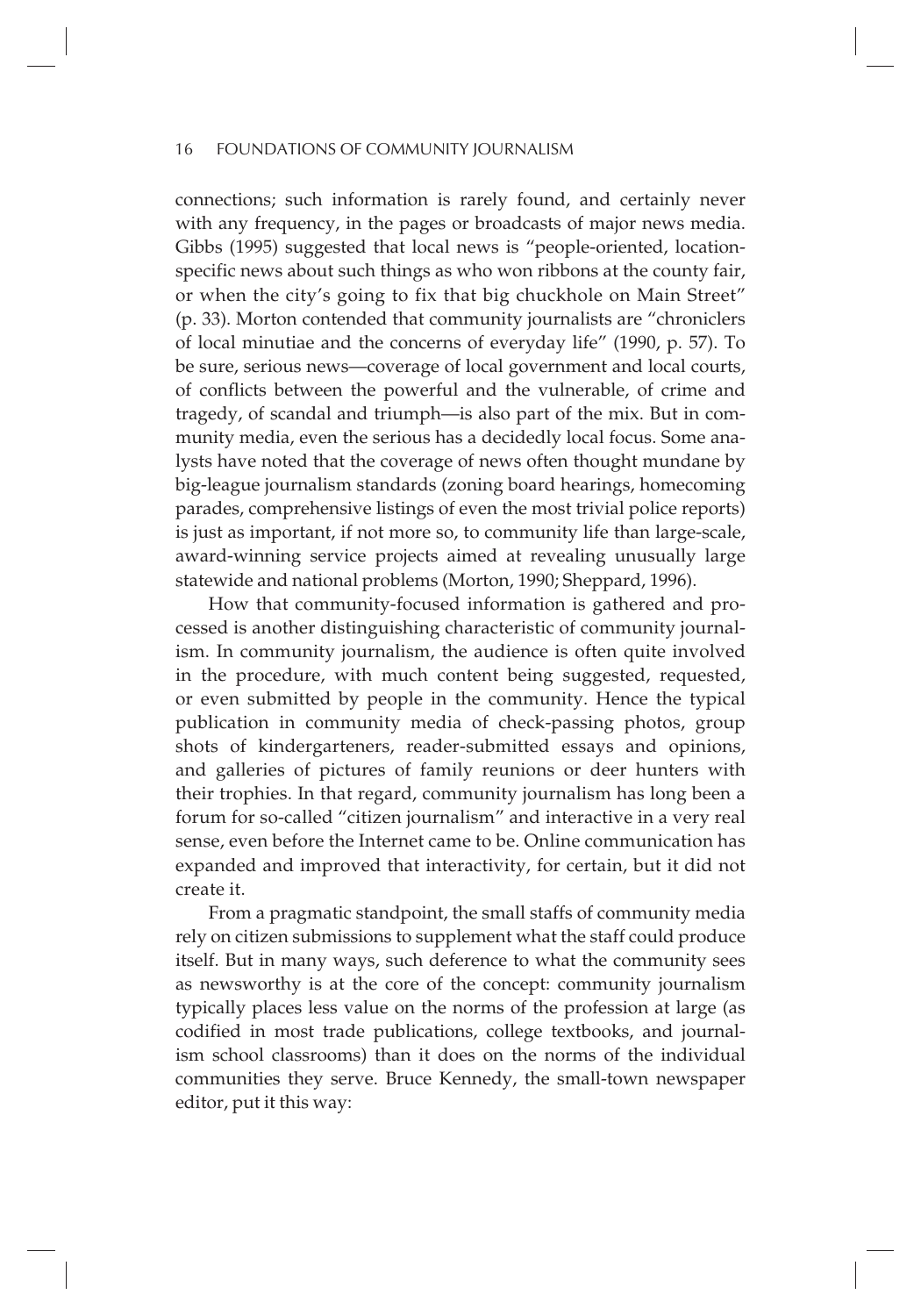connections; such information is rarely found, and certainly never with any frequency, in the pages or broadcasts of major news media. Gibbs (1995) suggested that local news is "people-oriented, location-specific news about such things as who won ribbons at the county fair, or when the city's going to fix that big chuckhole on Main Street" (p. 33). Morton contended that community journalists are "chroniclers of local minutiae and the concerns of everyday life" (1990, p. 57). To be sure, serious news—coverage of local government and local courts, of conflicts between the powerful and the vulnerable, of crime and tragedy, of scandal and triumph—is also part of the mix. But in community media, even the serious has a decidedly local focus. Some analysts have noted that the coverage of news often thought mundane by big-league journalism standards (zoning board hearings, homecoming parades, comprehensive listings of even the most trivial police reports) is just as important, if not more so, to community life than large-scale, award-winning service projects aimed at revealing unusually large statewide and national problems (Morton, 1990; Sheppard, 1996).

How that community-focused information is gathered and processed is another distinguishing characteristic of community journalism. In community journalism, the audience is often quite involved in the procedure, with much content being suggested, requested, or even submitted by people in the community. Hence the typical publication in community media of check-passing photos, group shots of kindergarteners, reader-submitted essays and opinions, and galleries of pictures of family reunions or deer hunters with their trophies. In that regard, community journalism has long been a forum for so-called "citizen journalism" and interactive in a very real sense, even before the Internet came to be. Online communication has expanded and improved that interactivity, for certain, but it did not create it.

From a pragmatic standpoint, the small staffs of community media rely on citizen submissions to supplement what the staff could produce itself. But in many ways, such deference to what the community sees as newsworthy is at the core of the concept: community journalism typically places less value on the norms of the profession at large (as codified in most trade publications, college textbooks, and journalism school classrooms) than it does on the norms of the individual communities they serve. Bruce Kennedy, the small-town newspaper editor, put it this way: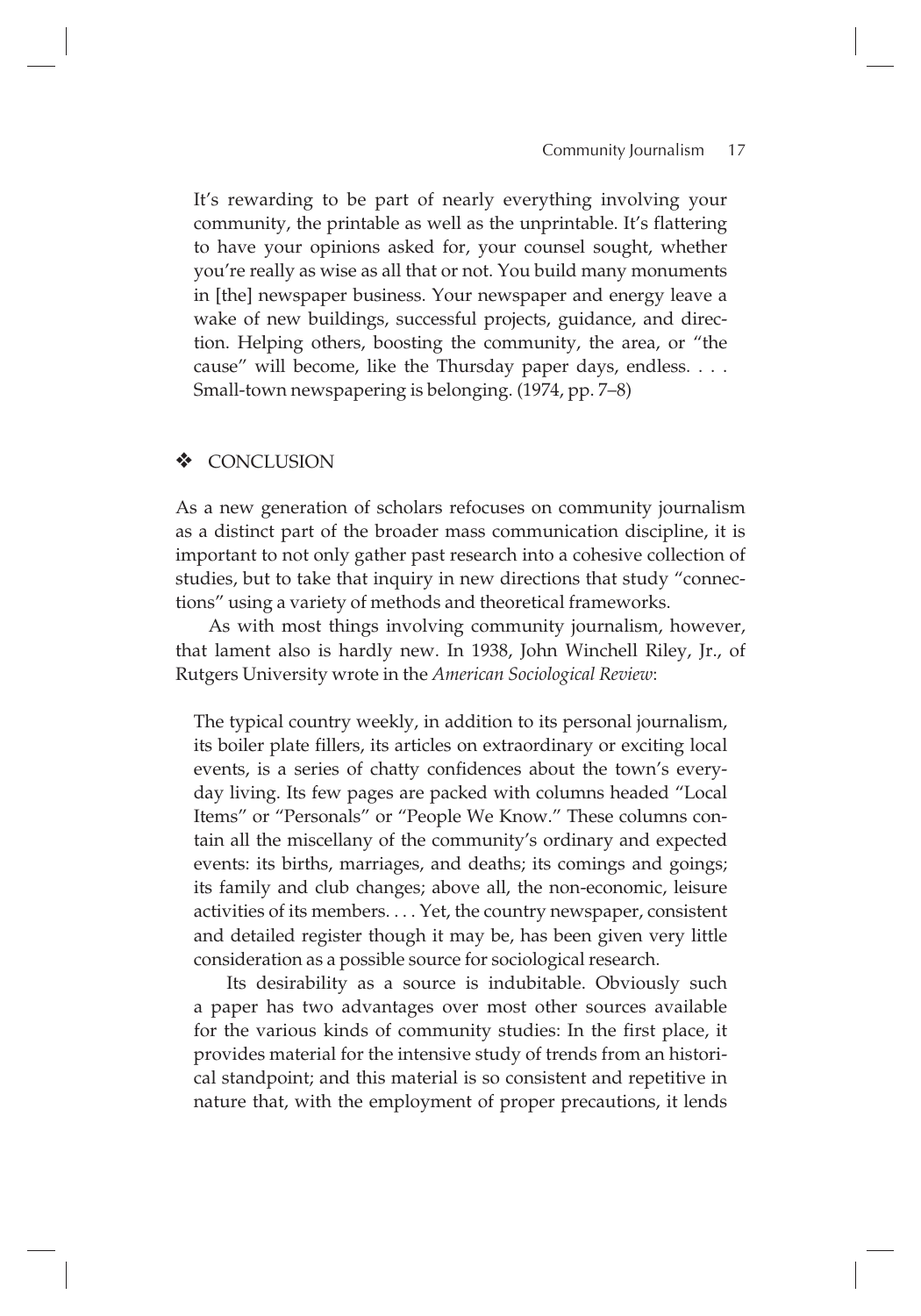> It's rewarding to be part of nearly everything involving your community, the printable as well as the unprintable. It's flattering to have your opinions asked for, your counsel sought, whether you're really as wise as all that or not. You build many monuments in [the] newspaper business. Your newspaper and energy leave a wake of new buildings, successful projects, guidance, and direction. Helping others, boosting the community, the area, or "the cause" will become, like the Thursday paper days, endless. . . . Small-town newspapering is belonging. (1974, pp. 7–8)

## ❖ CONCLUSION

As a new generation of scholars refocuses on community journalism as a distinct part of the broader mass communication discipline, it is important to not only gather past research into a cohesive collection of studies, but to take that inquiry in new directions that study "connections" using a variety of methods and theoretical frameworks.

As with most things involving community journalism, however, that lament also is hardly new. In 1938, John Winchell Riley, Jr., of Rutgers University wrote in the *American Sociological Review*:

> The typical country weekly, in addition to its personal journalism, its boiler plate fillers, its articles on extraordinary or exciting local events, is a series of chatty confidences about the town's everyday living. Its few pages are packed with columns headed "Local Items" or "Personals" or "People We Know." These columns contain all the miscellany of the community's ordinary and expected events: its births, marriages, and deaths; its comings and goings; its family and club changes; above all, the non-economic, leisure activities of its members. . . . Yet, the country newspaper, consistent and detailed register though it may be, has been given very little consideration as a possible source for sociological research.
>
> Its desirability as a source is indubitable. Obviously such a paper has two advantages over most other sources available for the various kinds of community studies: In the first place, it provides material for the intensive study of trends from an historical standpoint; and this material is so consistent and repetitive in nature that, with the employment of proper precautions, it lends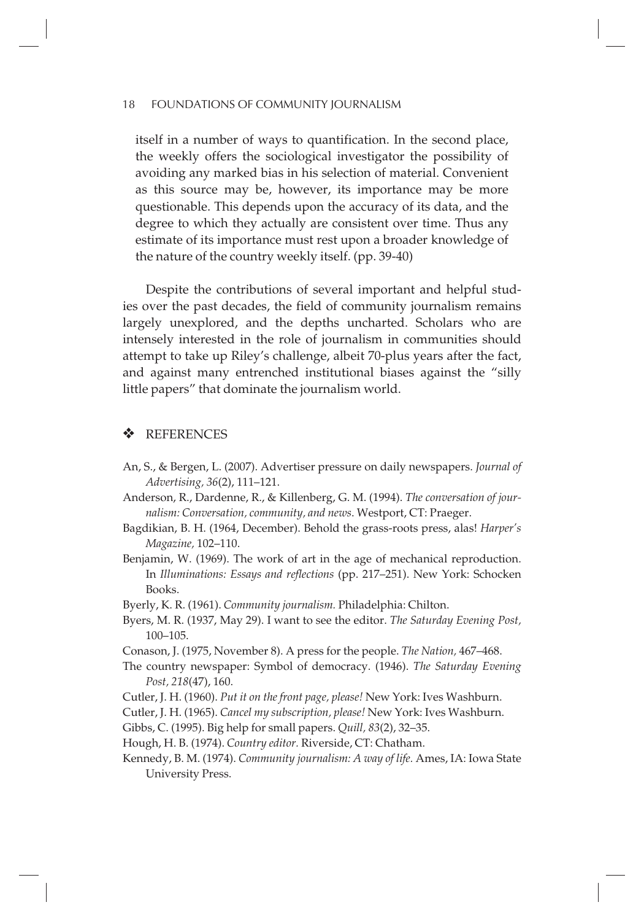itself in a number of ways to quantification. In the second place, the weekly offers the sociological investigator the possibility of avoiding any marked bias in his selection of material. Convenient as this source may be, however, its importance may be more questionable. This depends upon the accuracy of its data, and the degree to which they actually are consistent over time. Thus any estimate of its importance must rest upon a broader knowledge of the nature of the country weekly itself. (pp. 39-40)

Despite the contributions of several important and helpful studies over the past decades, the field of community journalism remains largely unexplored, and the depths uncharted. Scholars who are intensely interested in the role of journalism in communities should attempt to take up Riley's challenge, albeit 70-plus years after the fact, and against many entrenched institutional biases against the "silly little papers" that dominate the journalism world.

## ❖ REFERENCES

An, S., & Bergen, L. (2007). Advertiser pressure on daily newspapers. *Journal of Advertising, 36*(2), 111–121.

Anderson, R., Dardenne, R., & Killenberg, G. M. (1994). *The conversation of journalism: Conversation, community, and news*. Westport, CT: Praeger.

Bagdikian, B. H. (1964, December). Behold the grass-roots press, alas! *Harper's Magazine,* 102–110.

Benjamin, W. (1969). The work of art in the age of mechanical reproduction. In *Illuminations: Essays and reflections* (pp. 217–251). New York: Schocken Books.

Byerly, K. R. (1961). *Community journalism.* Philadelphia: Chilton.

Byers, M. R. (1937, May 29). I want to see the editor. *The Saturday Evening Post,* 100–105.

Conason, J. (1975, November 8). A press for the people. *The Nation,* 467–468.

The country newspaper: Symbol of democracy. (1946). *The Saturday Evening Post, 218*(47), 160.

Cutler, J. H. (1960). *Put it on the front page, please!* New York: Ives Washburn.

Cutler, J. H. (1965). *Cancel my subscription, please!* New York: Ives Washburn.

Gibbs, C. (1995). Big help for small papers. *Quill, 83*(2), 32–35.

Hough, H. B. (1974). *Country editor.* Riverside, CT: Chatham.

Kennedy, B. M. (1974). *Community journalism: A way of life.* Ames, IA: Iowa State University Press.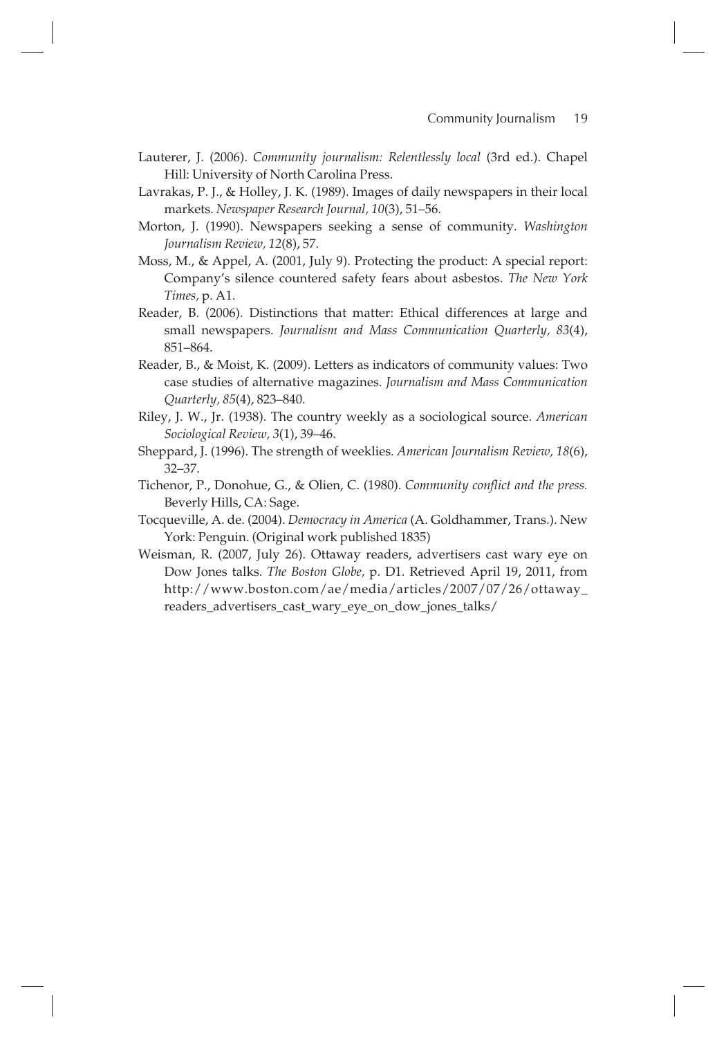Lauterer, J. (2006). *Community journalism: Relentlessly local* (3rd ed.). Chapel Hill: University of North Carolina Press.

Lavrakas, P. J., & Holley, J. K. (1989). Images of daily newspapers in their local markets. *Newspaper Research Journal, 10*(3), 51–56.

Morton, J. (1990). Newspapers seeking a sense of community. *Washington Journalism Review, 12*(8), 57.

Moss, M., & Appel, A. (2001, July 9). Protecting the product: A special report: Company's silence countered safety fears about asbestos. *The New York Times,* p. A1.

Reader, B. (2006). Distinctions that matter: Ethical differences at large and small newspapers. *Journalism and Mass Communication Quarterly, 83*(4), 851–864.

Reader, B., & Moist, K. (2009). Letters as indicators of community values: Two case studies of alternative magazines. *Journalism and Mass Communication Quarterly, 85*(4), 823–840.

Riley, J. W., Jr. (1938). The country weekly as a sociological source. *American Sociological Review, 3*(1), 39–46.

Sheppard, J. (1996). The strength of weeklies. *American Journalism Review, 18*(6), 32–37.

Tichenor, P., Donohue, G., & Olien, C. (1980). *Community conflict and the press.* Beverly Hills, CA: Sage.

Tocqueville, A. de. (2004). *Democracy in America* (A. Goldhammer, Trans.). New York: Penguin. (Original work published 1835)

Weisman, R. (2007, July 26). Ottaway readers, advertisers cast wary eye on Dow Jones talks. *The Boston Globe,* p. D1. Retrieved April 19, 2011, from http://www.boston.com/ae/media/articles/2007/07/26/ottaway_readers_advertisers_cast_wary_eye_on_dow_jones_talks/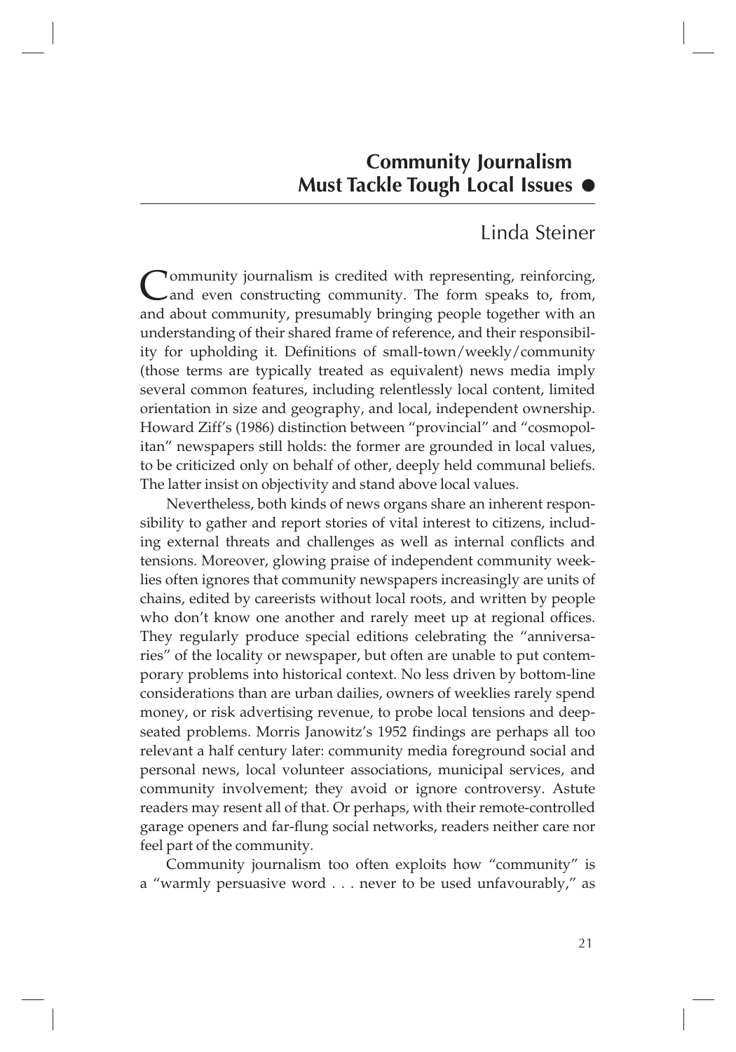# Community Journalism Must Tackle Tough Local Issues

## Linda Steiner

Community journalism is credited with representing, reinforcing, and even constructing community. The form speaks to, from, and about community, presumably bringing people together with an understanding of their shared frame of reference, and their responsibility for upholding it. Definitions of small-town/weekly/community (those terms are typically treated as equivalent) news media imply several common features, including relentlessly local content, limited orientation in size and geography, and local, independent ownership. Howard Ziff's (1986) distinction between "provincial" and "cosmopolitan" newspapers still holds: the former are grounded in local values, to be criticized only on behalf of other, deeply held communal beliefs. The latter insist on objectivity and stand above local values.

Nevertheless, both kinds of news organs share an inherent responsibility to gather and report stories of vital interest to citizens, including external threats and challenges as well as internal conflicts and tensions. Moreover, glowing praise of independent community weeklies often ignores that community newspapers increasingly are units of chains, edited by careerists without local roots, and written by people who don't know one another and rarely meet up at regional offices. They regularly produce special editions celebrating the "anniversaries" of the locality or newspaper, but often are unable to put contemporary problems into historical context. No less driven by bottom-line considerations than are urban dailies, owners of weeklies rarely spend money, or risk advertising revenue, to probe local tensions and deep-seated problems. Morris Janowitz's 1952 findings are perhaps all too relevant a half century later: community media foreground social and personal news, local volunteer associations, municipal services, and community involvement; they avoid or ignore controversy. Astute readers may resent all of that. Or perhaps, with their remote-controlled garage openers and far-flung social networks, readers neither care nor feel part of the community.

Community journalism too often exploits how "community" is a "warmly persuasive word . . . never to be used unfavourably," as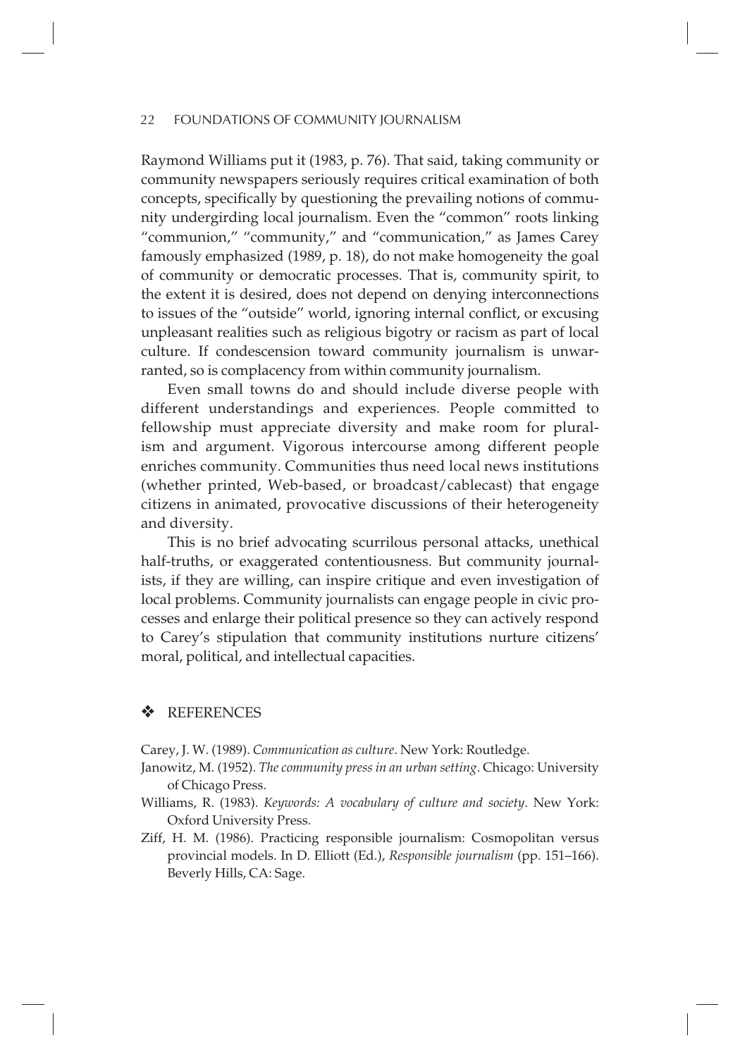Raymond Williams put it (1983, p. 76). That said, taking community or community newspapers seriously requires critical examination of both concepts, specifically by questioning the prevailing notions of community undergirding local journalism. Even the "common" roots linking "communion," "community," and "communication," as James Carey famously emphasized (1989, p. 18), do not make homogeneity the goal of community or democratic processes. That is, community spirit, to the extent it is desired, does not depend on denying interconnections to issues of the "outside" world, ignoring internal conflict, or excusing unpleasant realities such as religious bigotry or racism as part of local culture. If condescension toward community journalism is unwarranted, so is complacency from within community journalism.

Even small towns do and should include diverse people with different understandings and experiences. People committed to fellowship must appreciate diversity and make room for pluralism and argument. Vigorous intercourse among different people enriches community. Communities thus need local news institutions (whether printed, Web-based, or broadcast/cablecast) that engage citizens in animated, provocative discussions of their heterogeneity and diversity.

This is no brief advocating scurrilous personal attacks, unethical half-truths, or exaggerated contentiousness. But community journalists, if they are willing, can inspire critique and even investigation of local problems. Community journalists can engage people in civic processes and enlarge their political presence so they can actively respond to Carey's stipulation that community institutions nurture citizens' moral, political, and intellectual capacities.

## ❖ REFERENCES

Carey, J. W. (1989). *Communication as culture*. New York: Routledge.

Janowitz, M. (1952). *The community press in an urban setting*. Chicago: University of Chicago Press.

Williams, R. (1983). *Keywords: A vocabulary of culture and society*. New York: Oxford University Press.

Ziff, H. M. (1986). Practicing responsible journalism: Cosmopolitan versus provincial models. In D. Elliott (Ed.), *Responsible journalism* (pp. 151–166). Beverly Hills, CA: Sage.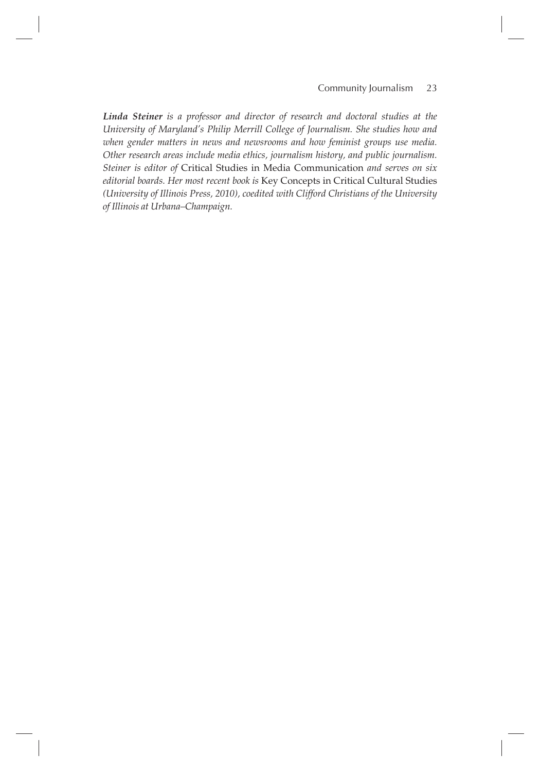***Linda Steiner*** *is a professor and director of research and doctoral studies at the University of Maryland's Philip Merrill College of Journalism. She studies how and when gender matters in news and newsrooms and how feminist groups use media. Other research areas include media ethics, journalism history, and public journalism. Steiner is editor of* Critical Studies in Media Communication *and serves on six editorial boards. Her most recent book is* Key Concepts in Critical Cultural Studies *(University of Illinois Press, 2010), coedited with Clifford Christians of the University of Illinois at Urbana–Champaign.*